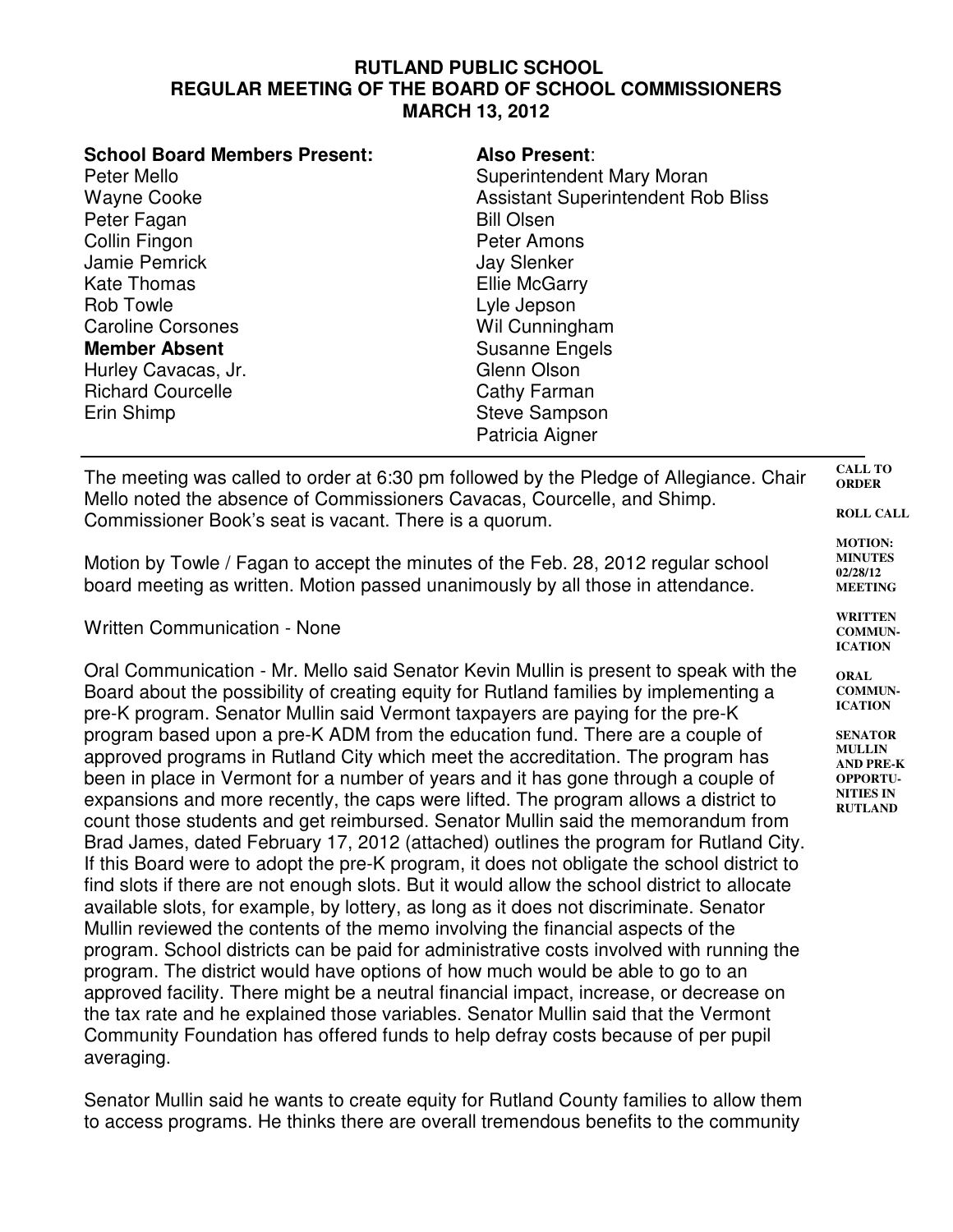**RUTLAND PUBLIC SCHOOL**
**REGULAR MEETING OF THE BOARD OF SCHOOL COMMISSIONERS**
**MARCH 13, 2012**

| **School Board Members Present:** | **Also Present**: |
|---|---|
| Peter Mello | Superintendent Mary Moran |
| Wayne Cooke | Assistant Superintendent Rob Bliss |
| Peter Fagan | Bill Olsen |
| Collin Fingon | Peter Amons |
| Jamie Pemrick | Jay Slenker |
| Kate Thomas | Ellie McGarry |
| Rob Towle | Lyle Jepson |
| Caroline Corsones | Wil Cunningham |
| **Member Absent** | Susanne Engels |
| Hurley Cavacas, Jr. | Glenn Olson |
| Richard Courcelle | Cathy Farman |
| Erin Shimp | Steve Sampson |
| | Patricia Aigner |

---

**CALL TO ORDER**

**ROLL CALL**

The meeting was called to order at 6:30 pm followed by the Pledge of Allegiance. Chair Mello noted the absence of Commissioners Cavacas, Courcelle, and Shimp. Commissioner Book's seat is vacant. There is a quorum.

**MOTION: MINUTES 02/28/12 MEETING**

Motion by Towle / Fagan to accept the minutes of the Feb. 28, 2012 regular school board meeting as written. Motion passed unanimously by all those in attendance.

**WRITTEN COMMUNICATION**

Written Communication - None

**ORAL COMMUNICATION**

**SENATOR MULLIN AND PRE-K OPPORTUNITIES IN RUTLAND**

Oral Communication - Mr. Mello said Senator Kevin Mullin is present to speak with the Board about the possibility of creating equity for Rutland families by implementing a pre-K program. Senator Mullin said Vermont taxpayers are paying for the pre-K program based upon a pre-K ADM from the education fund. There are a couple of approved programs in Rutland City which meet the accreditation. The program has been in place in Vermont for a number of years and it has gone through a couple of expansions and more recently, the caps were lifted. The program allows a district to count those students and get reimbursed. Senator Mullin said the memorandum from Brad James, dated February 17, 2012 (attached) outlines the program for Rutland City. If this Board were to adopt the pre-K program, it does not obligate the school district to find slots if there are not enough slots. But it would allow the school district to allocate available slots, for example, by lottery, as long as it does not discriminate. Senator Mullin reviewed the contents of the memo involving the financial aspects of the program. School districts can be paid for administrative costs involved with running the program. The district would have options of how much would be able to go to an approved facility. There might be a neutral financial impact, increase, or decrease on the tax rate and he explained those variables. Senator Mullin said that the Vermont Community Foundation has offered funds to help defray costs because of per pupil averaging.

Senator Mullin said he wants to create equity for Rutland County families to allow them to access programs. He thinks there are overall tremendous benefits to the community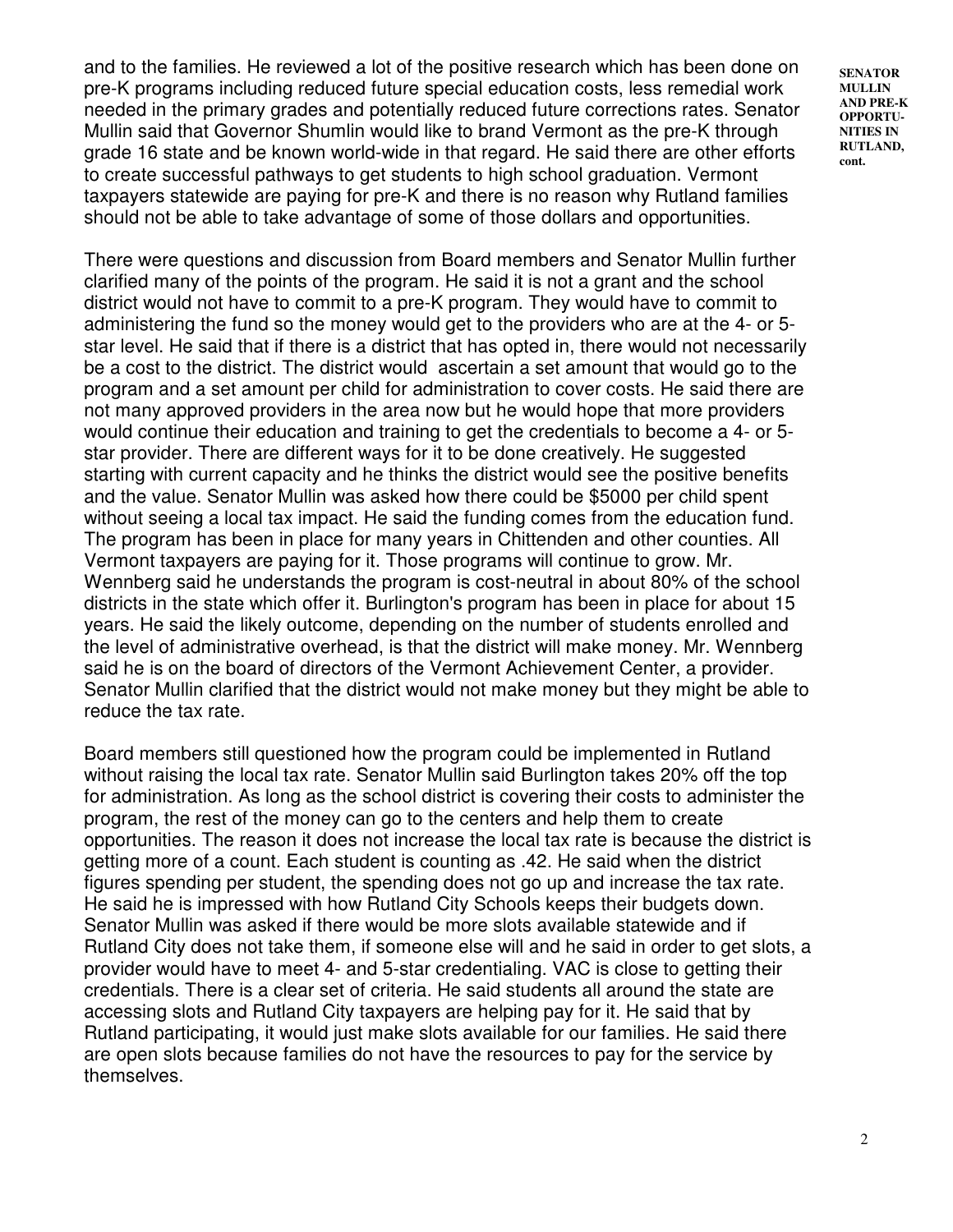**SENATOR MULLIN AND PRE-K OPPORTUNITIES IN RUTLAND, cont.**

and to the families. He reviewed a lot of the positive research which has been done on pre-K programs including reduced future special education costs, less remedial work needed in the primary grades and potentially reduced future corrections rates. Senator Mullin said that Governor Shumlin would like to brand Vermont as the pre-K through grade 16 state and be known world-wide in that regard. He said there are other efforts to create successful pathways to get students to high school graduation. Vermont taxpayers statewide are paying for pre-K and there is no reason why Rutland families should not be able to take advantage of some of those dollars and opportunities.

There were questions and discussion from Board members and Senator Mullin further clarified many of the points of the program. He said it is not a grant and the school district would not have to commit to a pre-K program. They would have to commit to administering the fund so the money would get to the providers who are at the 4- or 5-star level. He said that if there is a district that has opted in, there would not necessarily be a cost to the district. The district would ascertain a set amount that would go to the program and a set amount per child for administration to cover costs. He said there are not many approved providers in the area now but he would hope that more providers would continue their education and training to get the credentials to become a 4- or 5-star provider. There are different ways for it to be done creatively. He suggested starting with current capacity and he thinks the district would see the positive benefits and the value. Senator Mullin was asked how there could be $5000 per child spent without seeing a local tax impact. He said the funding comes from the education fund. The program has been in place for many years in Chittenden and other counties. All Vermont taxpayers are paying for it. Those programs will continue to grow. Mr. Wennberg said he understands the program is cost-neutral in about 80% of the school districts in the state which offer it. Burlington's program has been in place for about 15 years. He said the likely outcome, depending on the number of students enrolled and the level of administrative overhead, is that the district will make money. Mr. Wennberg said he is on the board of directors of the Vermont Achievement Center, a provider. Senator Mullin clarified that the district would not make money but they might be able to reduce the tax rate.

Board members still questioned how the program could be implemented in Rutland without raising the local tax rate. Senator Mullin said Burlington takes 20% off the top for administration. As long as the school district is covering their costs to administer the program, the rest of the money can go to the centers and help them to create opportunities. The reason it does not increase the local tax rate is because the district is getting more of a count. Each student is counting as .42. He said when the district figures spending per student, the spending does not go up and increase the tax rate. He said he is impressed with how Rutland City Schools keeps their budgets down. Senator Mullin was asked if there would be more slots available statewide and if Rutland City does not take them, if someone else will and he said in order to get slots, a provider would have to meet 4- and 5-star credentialing. VAC is close to getting their credentials. There is a clear set of criteria. He said students all around the state are accessing slots and Rutland City taxpayers are helping pay for it. He said that by Rutland participating, it would just make slots available for our families. He said there are open slots because families do not have the resources to pay for the service by themselves.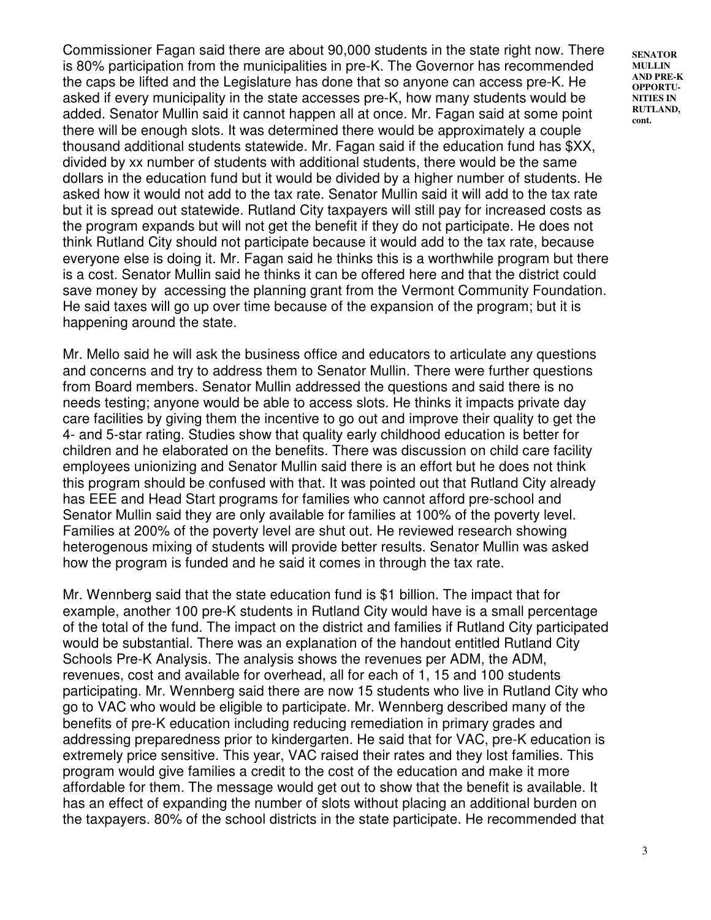**SENATOR MULLIN AND PRE-K OPPORTUNITIES IN RUTLAND, cont.**

Commissioner Fagan said there are about 90,000 students in the state right now. There is 80% participation from the municipalities in pre-K. The Governor has recommended the caps be lifted and the Legislature has done that so anyone can access pre-K. He asked if every municipality in the state accesses pre-K, how many students would be added. Senator Mullin said it cannot happen all at once. Mr. Fagan said at some point there will be enough slots. It was determined there would be approximately a couple thousand additional students statewide. Mr. Fagan said if the education fund has $XX, divided by xx number of students with additional students, there would be the same dollars in the education fund but it would be divided by a higher number of students. He asked how it would not add to the tax rate. Senator Mullin said it will add to the tax rate but it is spread out statewide. Rutland City taxpayers will still pay for increased costs as the program expands but will not get the benefit if they do not participate. He does not think Rutland City should not participate because it would add to the tax rate, because everyone else is doing it. Mr. Fagan said he thinks this is a worthwhile program but there is a cost. Senator Mullin said he thinks it can be offered here and that the district could save money by accessing the planning grant from the Vermont Community Foundation. He said taxes will go up over time because of the expansion of the program; but it is happening around the state.

Mr. Mello said he will ask the business office and educators to articulate any questions and concerns and try to address them to Senator Mullin. There were further questions from Board members. Senator Mullin addressed the questions and said there is no needs testing; anyone would be able to access slots. He thinks it impacts private day care facilities by giving them the incentive to go out and improve their quality to get the 4- and 5-star rating. Studies show that quality early childhood education is better for children and he elaborated on the benefits. There was discussion on child care facility employees unionizing and Senator Mullin said there is an effort but he does not think this program should be confused with that. It was pointed out that Rutland City already has EEE and Head Start programs for families who cannot afford pre-school and Senator Mullin said they are only available for families at 100% of the poverty level. Families at 200% of the poverty level are shut out. He reviewed research showing heterogenous mixing of students will provide better results. Senator Mullin was asked how the program is funded and he said it comes in through the tax rate.

Mr. Wennberg said that the state education fund is $1 billion. The impact that for example, another 100 pre-K students in Rutland City would have is a small percentage of the total of the fund. The impact on the district and families if Rutland City participated would be substantial. There was an explanation of the handout entitled Rutland City Schools Pre-K Analysis. The analysis shows the revenues per ADM, the ADM, revenues, cost and available for overhead, all for each of 1, 15 and 100 students participating. Mr. Wennberg said there are now 15 students who live in Rutland City who go to VAC who would be eligible to participate. Mr. Wennberg described many of the benefits of pre-K education including reducing remediation in primary grades and addressing preparedness prior to kindergarten. He said that for VAC, pre-K education is extremely price sensitive. This year, VAC raised their rates and they lost families. This program would give families a credit to the cost of the education and make it more affordable for them. The message would get out to show that the benefit is available. It has an effect of expanding the number of slots without placing an additional burden on the taxpayers. 80% of the school districts in the state participate. He recommended that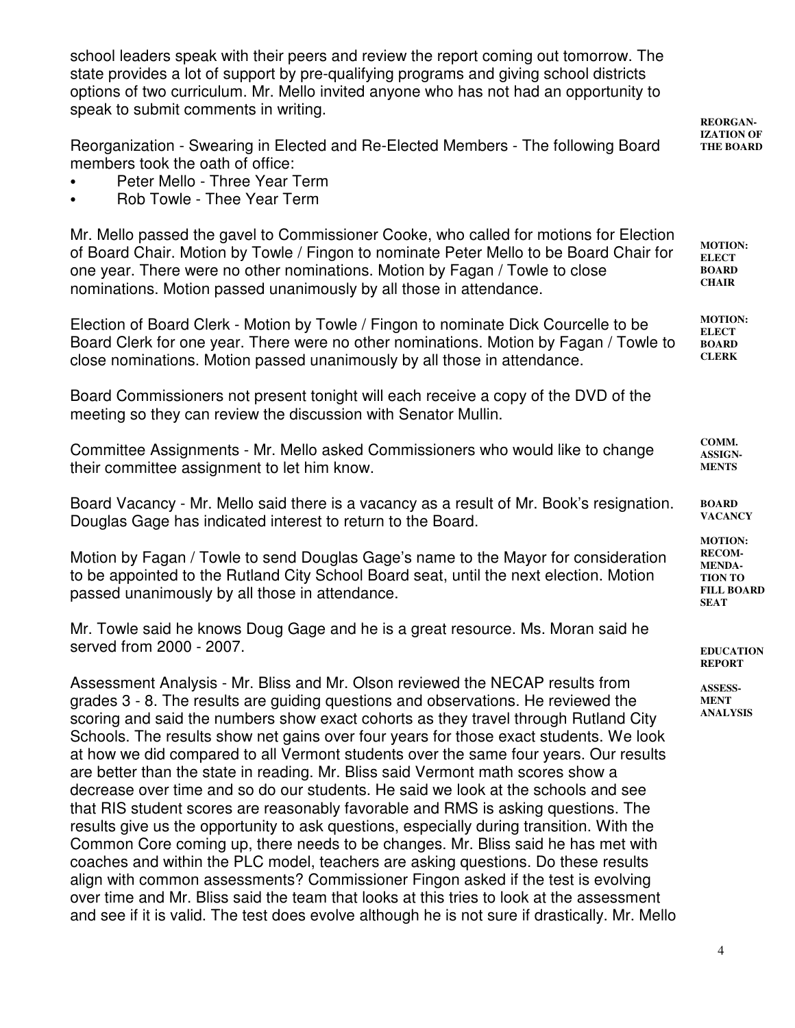school leaders speak with their peers and review the report coming out tomorrow. The state provides a lot of support by pre-qualifying programs and giving school districts options of two curriculum. Mr. Mello invited anyone who has not had an opportunity to speak to submit comments in writing.

**REORGANIZATION OF THE BOARD**

Reorganization - Swearing in Elected and Re-Elected Members - The following Board members took the oath of office:

- Peter Mello - Three Year Term
- Rob Towle - Thee Year Term

**MOTION: ELECT BOARD CHAIR**

Mr. Mello passed the gavel to Commissioner Cooke, who called for motions for Election of Board Chair. Motion by Towle / Fingon to nominate Peter Mello to be Board Chair for one year. There were no other nominations. Motion by Fagan / Towle to close nominations. Motion passed unanimously by all those in attendance.

**MOTION: ELECT BOARD CLERK**

Election of Board Clerk - Motion by Towle / Fingon to nominate Dick Courcelle to be Board Clerk for one year. There were no other nominations. Motion by Fagan / Towle to close nominations. Motion passed unanimously by all those in attendance.

Board Commissioners not present tonight will each receive a copy of the DVD of the meeting so they can review the discussion with Senator Mullin.

**COMM. ASSIGNMENTS**

Committee Assignments - Mr. Mello asked Commissioners who would like to change their committee assignment to let him know.

**BOARD VACANCY**

Board Vacancy - Mr. Mello said there is a vacancy as a result of Mr. Book's resignation. Douglas Gage has indicated interest to return to the Board.

**MOTION: RECOMMENDATION TO FILL BOARD SEAT**

Motion by Fagan / Towle to send Douglas Gage's name to the Mayor for consideration to be appointed to the Rutland City School Board seat, until the next election. Motion passed unanimously by all those in attendance.

Mr. Towle said he knows Doug Gage and he is a great resource. Ms. Moran said he served from 2000 - 2007.

**EDUCATION REPORT**

**ASSESSMENT ANALYSIS**

Assessment Analysis - Mr. Bliss and Mr. Olson reviewed the NECAP results from grades 3 - 8. The results are guiding questions and observations. He reviewed the scoring and said the numbers show exact cohorts as they travel through Rutland City Schools. The results show net gains over four years for those exact students. We look at how we did compared to all Vermont students over the same four years. Our results are better than the state in reading. Mr. Bliss said Vermont math scores show a decrease over time and so do our students. He said we look at the schools and see that RIS student scores are reasonably favorable and RMS is asking questions. The results give us the opportunity to ask questions, especially during transition. With the Common Core coming up, there needs to be changes. Mr. Bliss said he has met with coaches and within the PLC model, teachers are asking questions. Do these results align with common assessments? Commissioner Fingon asked if the test is evolving over time and Mr. Bliss said the team that looks at this tries to look at the assessment and see if it is valid. The test does evolve although he is not sure if drastically. Mr. Mello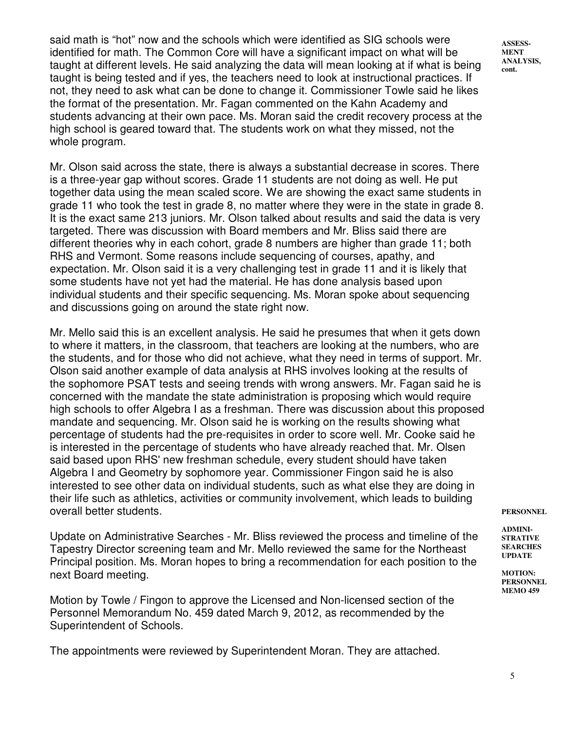said math is "hot" now and the schools which were identified as SIG schools were identified for math. The Common Core will have a significant impact on what will be taught at different levels. He said analyzing the data will mean looking at if what is being taught is being tested and if yes, the teachers need to look at instructional practices. If not, they need to ask what can be done to change it. Commissioner Towle said he likes the format of the presentation. Mr. Fagan commented on the Kahn Academy and students advancing at their own pace. Ms. Moran said the credit recovery process at the high school is geared toward that. The students work on what they missed, not the whole program.

**ASSESS-MENT ANALYSIS, cont.**

Mr. Olson said across the state, there is always a substantial decrease in scores. There is a three-year gap without scores. Grade 11 students are not doing as well. He put together data using the mean scaled score. We are showing the exact same students in grade 11 who took the test in grade 8, no matter where they were in the state in grade 8. It is the exact same 213 juniors. Mr. Olson talked about results and said the data is very targeted. There was discussion with Board members and Mr. Bliss said there are different theories why in each cohort, grade 8 numbers are higher than grade 11; both RHS and Vermont. Some reasons include sequencing of courses, apathy, and expectation. Mr. Olson said it is a very challenging test in grade 11 and it is likely that some students have not yet had the material. He has done analysis based upon individual students and their specific sequencing. Ms. Moran spoke about sequencing and discussions going on around the state right now.

Mr. Mello said this is an excellent analysis. He said he presumes that when it gets down to where it matters, in the classroom, that teachers are looking at the numbers, who are the students, and for those who did not achieve, what they need in terms of support. Mr. Olson said another example of data analysis at RHS involves looking at the results of the sophomore PSAT tests and seeing trends with wrong answers. Mr. Fagan said he is concerned with the mandate the state administration is proposing which would require high schools to offer Algebra I as a freshman. There was discussion about this proposed mandate and sequencing. Mr. Olson said he is working on the results showing what percentage of students had the pre-requisites in order to score well. Mr. Cooke said he is interested in the percentage of students who have already reached that. Mr. Olsen said based upon RHS' new freshman schedule, every student should have taken Algebra I and Geometry by sophomore year. Commissioner Fingon said he is also interested to see other data on individual students, such as what else they are doing in their life such as athletics, activities or community involvement, which leads to building overall better students.

**PERSONNEL**

**ADMINI-STRATIVE SEARCHES UPDATE**

Update on Administrative Searches - Mr. Bliss reviewed the process and timeline of the Tapestry Director screening team and Mr. Mello reviewed the same for the Northeast Principal position. Ms. Moran hopes to bring a recommendation for each position to the next Board meeting.

**MOTION: PERSONNEL MEMO 459**

Motion by Towle / Fingon to approve the Licensed and Non-licensed section of the Personnel Memorandum No. 459 dated March 9, 2012, as recommended by the Superintendent of Schools.

The appointments were reviewed by Superintendent Moran. They are attached.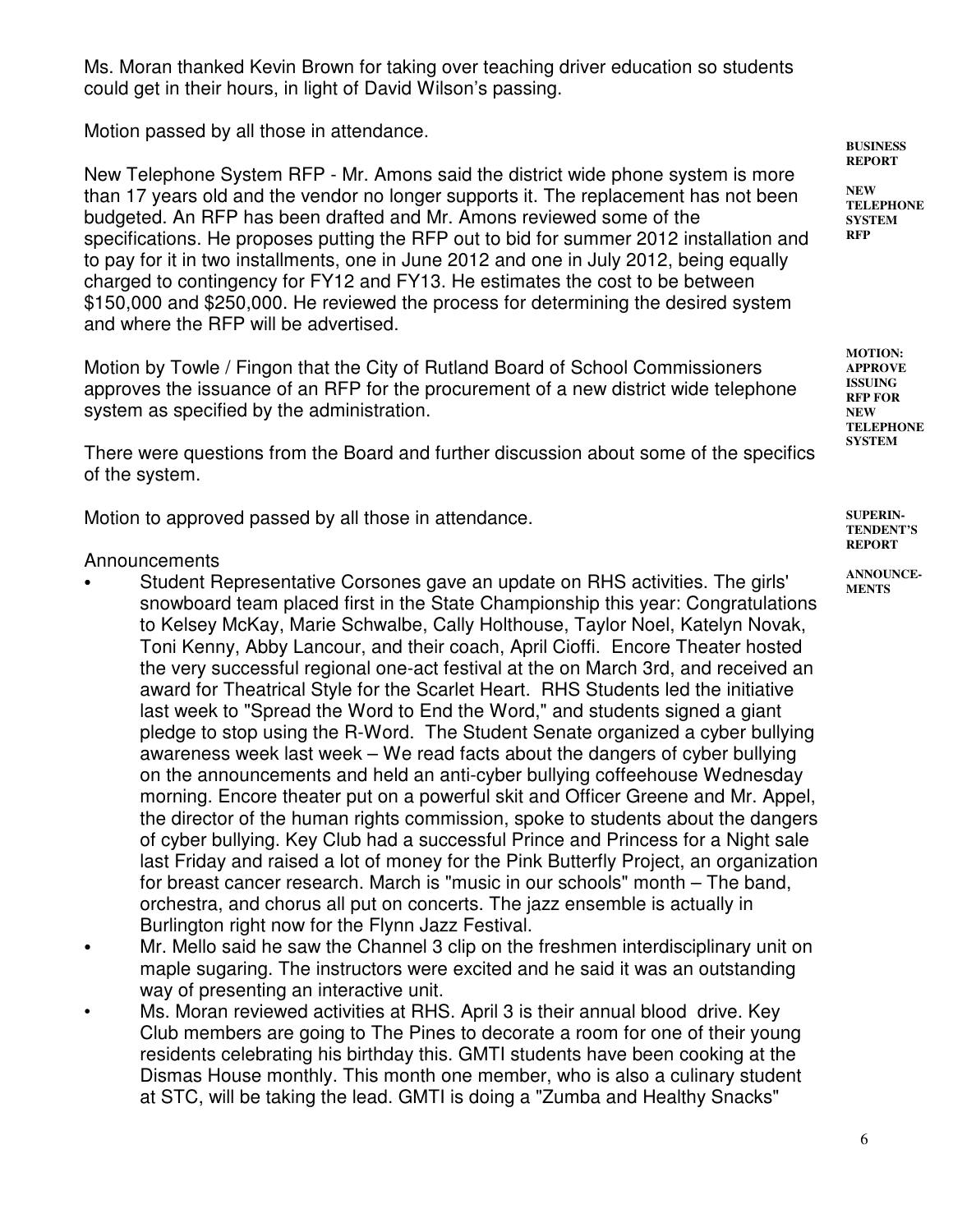Ms. Moran thanked Kevin Brown for taking over teaching driver education so students could get in their hours, in light of David Wilson's passing.

Motion passed by all those in attendance.

**BUSINESS REPORT**

**NEW TELEPHONE SYSTEM RFP**

New Telephone System RFP - Mr. Amons said the district wide phone system is more than 17 years old and the vendor no longer supports it. The replacement has not been budgeted. An RFP has been drafted and Mr. Amons reviewed some of the specifications. He proposes putting the RFP out to bid for summer 2012 installation and to pay for it in two installments, one in June 2012 and one in July 2012, being equally charged to contingency for FY12 and FY13. He estimates the cost to be between \$150,000 and \$250,000. He reviewed the process for determining the desired system and where the RFP will be advertised.

**MOTION: APPROVE ISSUING RFP FOR NEW TELEPHONE SYSTEM**

Motion by Towle / Fingon that the City of Rutland Board of School Commissioners approves the issuance of an RFP for the procurement of a new district wide telephone system as specified by the administration.

There were questions from the Board and further discussion about some of the specifics of the system.

Motion to approved passed by all those in attendance.

**SUPERINTENDENT'S REPORT**

**ANNOUNCEMENTS**

Announcements

- Student Representative Corsones gave an update on RHS activities. The girls' snowboard team placed first in the State Championship this year: Congratulations to Kelsey McKay, Marie Schwalbe, Cally Holthouse, Taylor Noel, Katelyn Novak, Toni Kenny, Abby Lancour, and their coach, April Cioffi. Encore Theater hosted the very successful regional one-act festival at the on March 3rd, and received an award for Theatrical Style for the Scarlet Heart. RHS Students led the initiative last week to "Spread the Word to End the Word," and students signed a giant pledge to stop using the R-Word. The Student Senate organized a cyber bullying awareness week last week – We read facts about the dangers of cyber bullying on the announcements and held an anti-cyber bullying coffeehouse Wednesday morning. Encore theater put on a powerful skit and Officer Greene and Mr. Appel, the director of the human rights commission, spoke to students about the dangers of cyber bullying. Key Club had a successful Prince and Princess for a Night sale last Friday and raised a lot of money for the Pink Butterfly Project, an organization for breast cancer research. March is "music in our schools" month – The band, orchestra, and chorus all put on concerts. The jazz ensemble is actually in Burlington right now for the Flynn Jazz Festival.
- Mr. Mello said he saw the Channel 3 clip on the freshmen interdisciplinary unit on maple sugaring. The instructors were excited and he said it was an outstanding way of presenting an interactive unit.
- Ms. Moran reviewed activities at RHS. April 3 is their annual blood drive. Key Club members are going to The Pines to decorate a room for one of their young residents celebrating his birthday this. GMTI students have been cooking at the Dismas House monthly. This month one member, who is also a culinary student at STC, will be taking the lead. GMTI is doing a "Zumba and Healthy Snacks"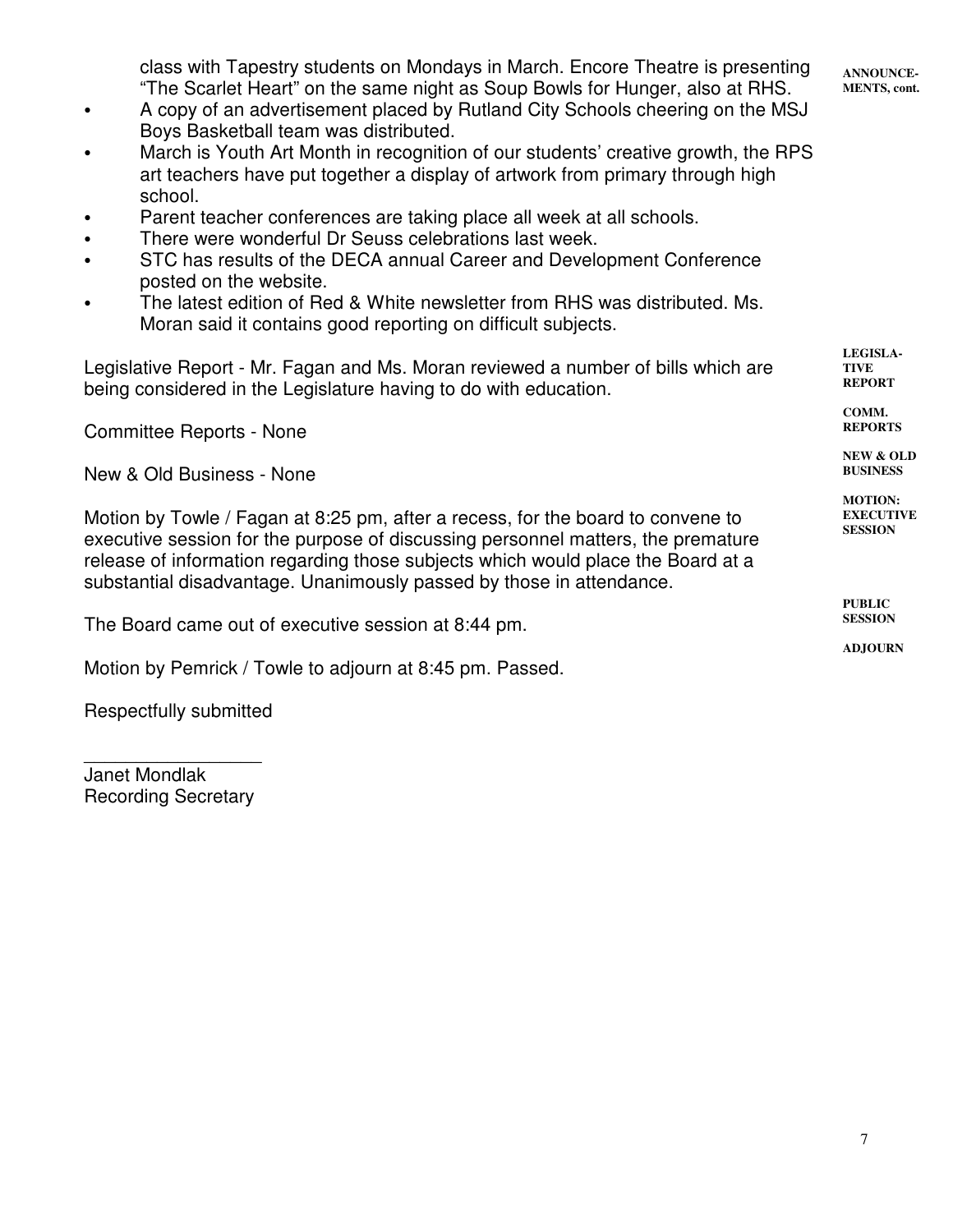class with Tapestry students on Mondays in March. Encore Theatre is presenting "The Scarlet Heart" on the same night as Soup Bowls for Hunger, also at RHS.

**ANNOUNCEMENTS, cont.**

- A copy of an advertisement placed by Rutland City Schools cheering on the MSJ Boys Basketball team was distributed.
- March is Youth Art Month in recognition of our students' creative growth, the RPS art teachers have put together a display of artwork from primary through high school.
- Parent teacher conferences are taking place all week at all schools.
- There were wonderful Dr Seuss celebrations last week.
- STC has results of the DECA annual Career and Development Conference posted on the website.
- The latest edition of Red & White newsletter from RHS was distributed. Ms. Moran said it contains good reporting on difficult subjects.

**LEGISLATIVE REPORT**

Legislative Report - Mr. Fagan and Ms. Moran reviewed a number of bills which are being considered in the Legislature having to do with education.

**COMM. REPORTS**

Committee Reports - None

**NEW & OLD BUSINESS**

New & Old Business - None

**MOTION: EXECUTIVE SESSION**

Motion by Towle / Fagan at 8:25 pm, after a recess, for the board to convene to executive session for the purpose of discussing personnel matters, the premature release of information regarding those subjects which would place the Board at a substantial disadvantage. Unanimously passed by those in attendance.

**PUBLIC SESSION**

The Board came out of executive session at 8:44 pm.

**ADJOURN**

Motion by Pemrick / Towle to adjourn at 8:45 pm. Passed.

Respectfully submitted

_________________
Janet Mondlak
Recording Secretary